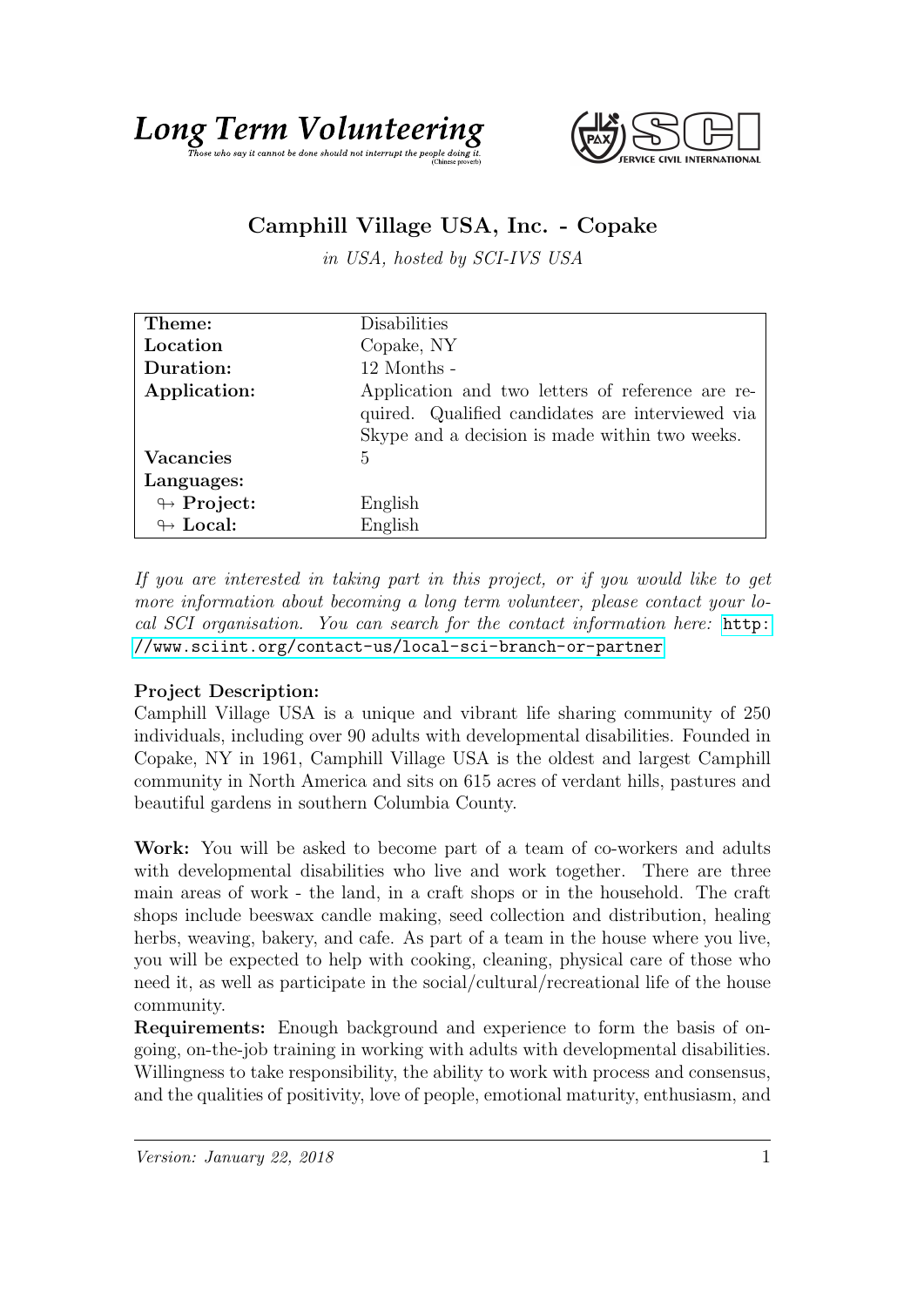# Long Term Volunteering

*Those who say it cannot be done should not interrupt the people doing it.* (Chinese proverb)

SCI SERVICE CIVIL INTERNATIONAL

## Camphill Village USA, Inc. - Copake

*in USA, hosted by SCI-IVS USA*

| | |
|---|---|
| **Theme:** | Disabilities |
| **Location** | Copake, NY |
| **Duration:** | 12 Months - |
| **Application:** | Application and two letters of reference are required. Qualified candidates are interviewed via Skype and a decision is made within two weeks. |
| **Vacancies** | 5 |
| **Languages:** | |
| ↬ **Project:** | English |
| ↬ **Local:** | English |

*If you are interested in taking part in this project, or if you would like to get more information about becoming a long term volunteer, please contact your local SCI organisation. You can search for the contact information here:* http://www.sciint.org/contact-us/local-sci-branch-or-partner

### Project Description:

Camphill Village USA is a unique and vibrant life sharing community of 250 individuals, including over 90 adults with developmental disabilities. Founded in Copake, NY in 1961, Camphill Village USA is the oldest and largest Camphill community in North America and sits on 615 acres of verdant hills, pastures and beautiful gardens in southern Columbia County.

**Work:** You will be asked to become part of a team of co-workers and adults with developmental disabilities who live and work together. There are three main areas of work - the land, in a craft shops or in the household. The craft shops include beeswax candle making, seed collection and distribution, healing herbs, weaving, bakery, and cafe. As part of a team in the house where you live, you will be expected to help with cooking, cleaning, physical care of those who need it, as well as participate in the social/cultural/recreational life of the house community.

**Requirements:** Enough background and experience to form the basis of ongoing, on-the-job training in working with adults with developmental disabilities. Willingness to take responsibility, the ability to work with process and consensus, and the qualities of positivity, love of people, emotional maturity, enthusiasm, and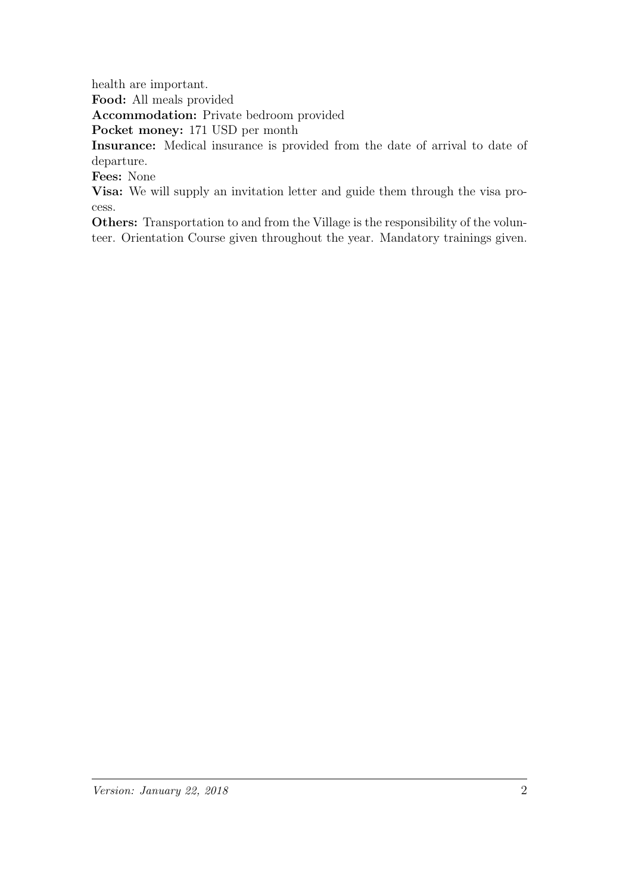health are important.

**Food:** All meals provided

**Accommodation:** Private bedroom provided

**Pocket money:** 171 USD per month

**Insurance:** Medical insurance is provided from the date of arrival to date of departure.

**Fees:** None

**Visa:** We will supply an invitation letter and guide them through the visa process.

**Others:** Transportation to and from the Village is the responsibility of the volunteer. Orientation Course given throughout the year. Mandatory trainings given.